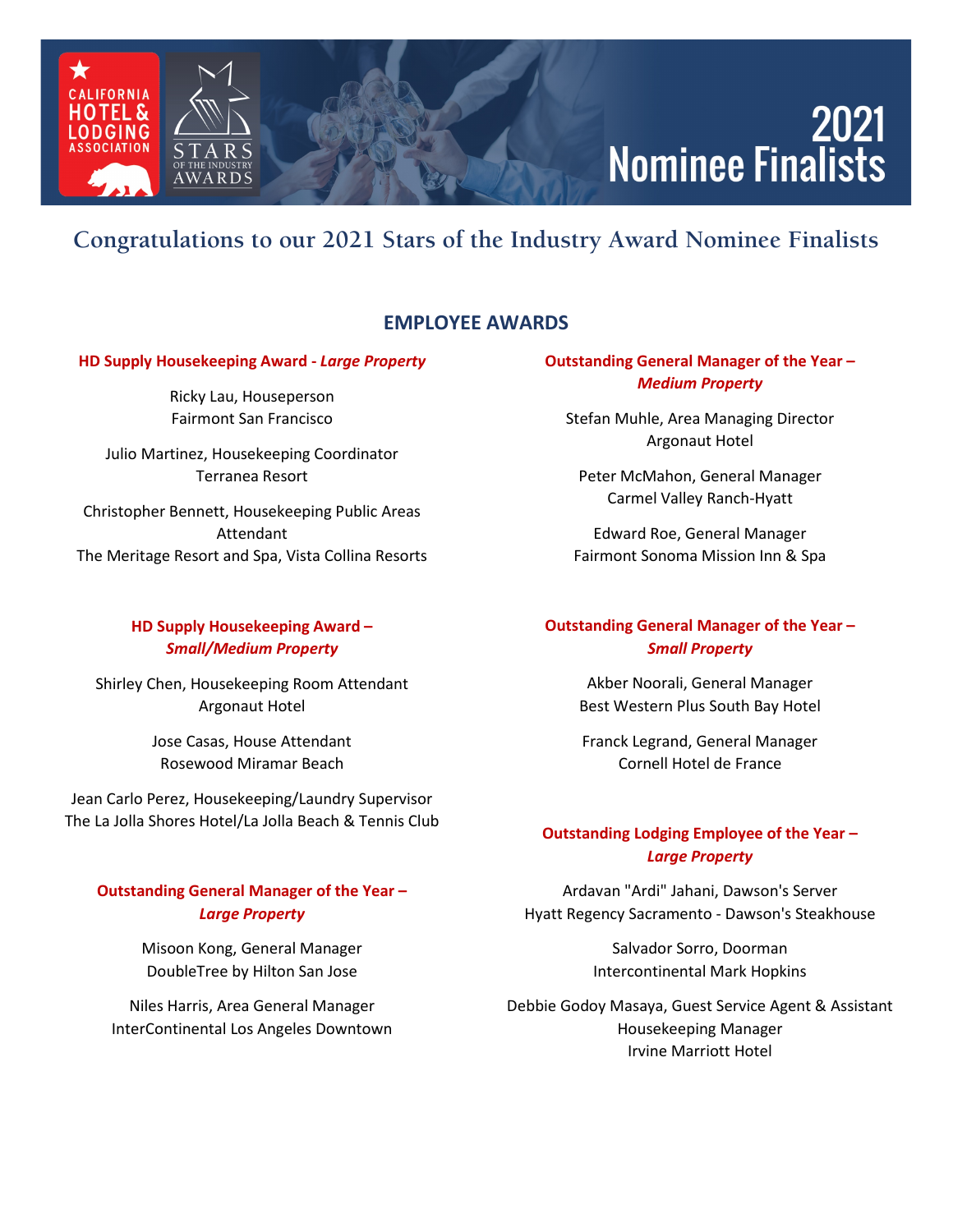# 2021 Nominee Finalists

California Hotel & Lodging Association — Stars of the Industry Awards

## Congratulations to our 2021 Stars of the Industry Award Nominee Finalists

## EMPLOYEE AWARDS

### HD Supply Housekeeping Award - *Large Property*

Ricky Lau, Houseperson
Fairmont San Francisco

Julio Martinez, Housekeeping Coordinator
Terranea Resort

Christopher Bennett, Housekeeping Public Areas Attendant
The Meritage Resort and Spa, Vista Collina Resorts

### HD Supply Housekeeping Award – *Small/Medium Property*

Shirley Chen, Housekeeping Room Attendant
Argonaut Hotel

Jose Casas, House Attendant
Rosewood Miramar Beach

Jean Carlo Perez, Housekeeping/Laundry Supervisor
The La Jolla Shores Hotel/La Jolla Beach & Tennis Club

### Outstanding General Manager of the Year – *Large Property*

Misoon Kong, General Manager
DoubleTree by Hilton San Jose

Niles Harris, Area General Manager
InterContinental Los Angeles Downtown

### Outstanding General Manager of the Year – *Medium Property*

Stefan Muhle, Area Managing Director
Argonaut Hotel

Peter McMahon, General Manager
Carmel Valley Ranch-Hyatt

Edward Roe, General Manager
Fairmont Sonoma Mission Inn & Spa

### Outstanding General Manager of the Year – *Small Property*

Akber Noorali, General Manager
Best Western Plus South Bay Hotel

Franck Legrand, General Manager
Cornell Hotel de France

### Outstanding Lodging Employee of the Year – *Large Property*

Ardavan "Ardi" Jahani, Dawson's Server
Hyatt Regency Sacramento - Dawson's Steakhouse

Salvador Sorro, Doorman
Intercontinental Mark Hopkins

Debbie Godoy Masaya, Guest Service Agent & Assistant Housekeeping Manager
Irvine Marriott Hotel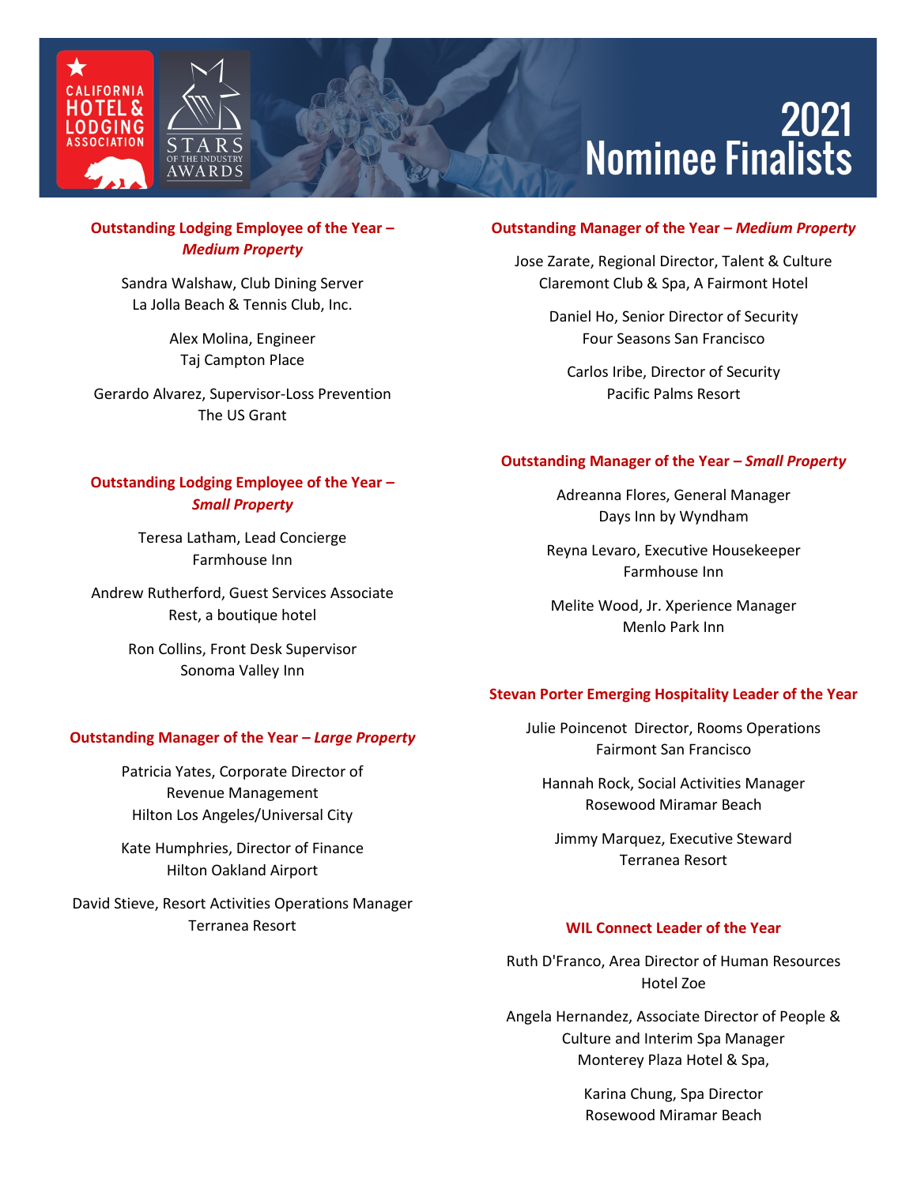# 2021 Nominee Finalists

### Outstanding Lodging Employee of the Year – *Medium Property*

Sandra Walshaw, Club Dining Server
La Jolla Beach & Tennis Club, Inc.

Alex Molina, Engineer
Taj Campton Place

Gerardo Alvarez, Supervisor-Loss Prevention
The US Grant

### Outstanding Lodging Employee of the Year – *Small Property*

Teresa Latham, Lead Concierge
Farmhouse Inn

Andrew Rutherford, Guest Services Associate
Rest, a boutique hotel

Ron Collins, Front Desk Supervisor
Sonoma Valley Inn

### Outstanding Manager of the Year – *Large Property*

Patricia Yates, Corporate Director of Revenue Management
Hilton Los Angeles/Universal City

Kate Humphries, Director of Finance
Hilton Oakland Airport

David Stieve, Resort Activities Operations Manager
Terranea Resort

### Outstanding Manager of the Year – *Medium Property*

Jose Zarate, Regional Director, Talent & Culture
Claremont Club & Spa, A Fairmont Hotel

Daniel Ho, Senior Director of Security
Four Seasons San Francisco

Carlos Iribe, Director of Security
Pacific Palms Resort

### Outstanding Manager of the Year – *Small Property*

Adreanna Flores, General Manager
Days Inn by Wyndham

Reyna Levaro, Executive Housekeeper
Farmhouse Inn

Melite Wood, Jr. Xperience Manager
Menlo Park Inn

### Stevan Porter Emerging Hospitality Leader of the Year

Julie Poincenot Director, Rooms Operations
Fairmont San Francisco

Hannah Rock, Social Activities Manager
Rosewood Miramar Beach

Jimmy Marquez, Executive Steward
Terranea Resort

### WIL Connect Leader of the Year

Ruth D'Franco, Area Director of Human Resources
Hotel Zoe

Angela Hernandez, Associate Director of People & Culture and Interim Spa Manager
Monterey Plaza Hotel & Spa,

Karina Chung, Spa Director
Rosewood Miramar Beach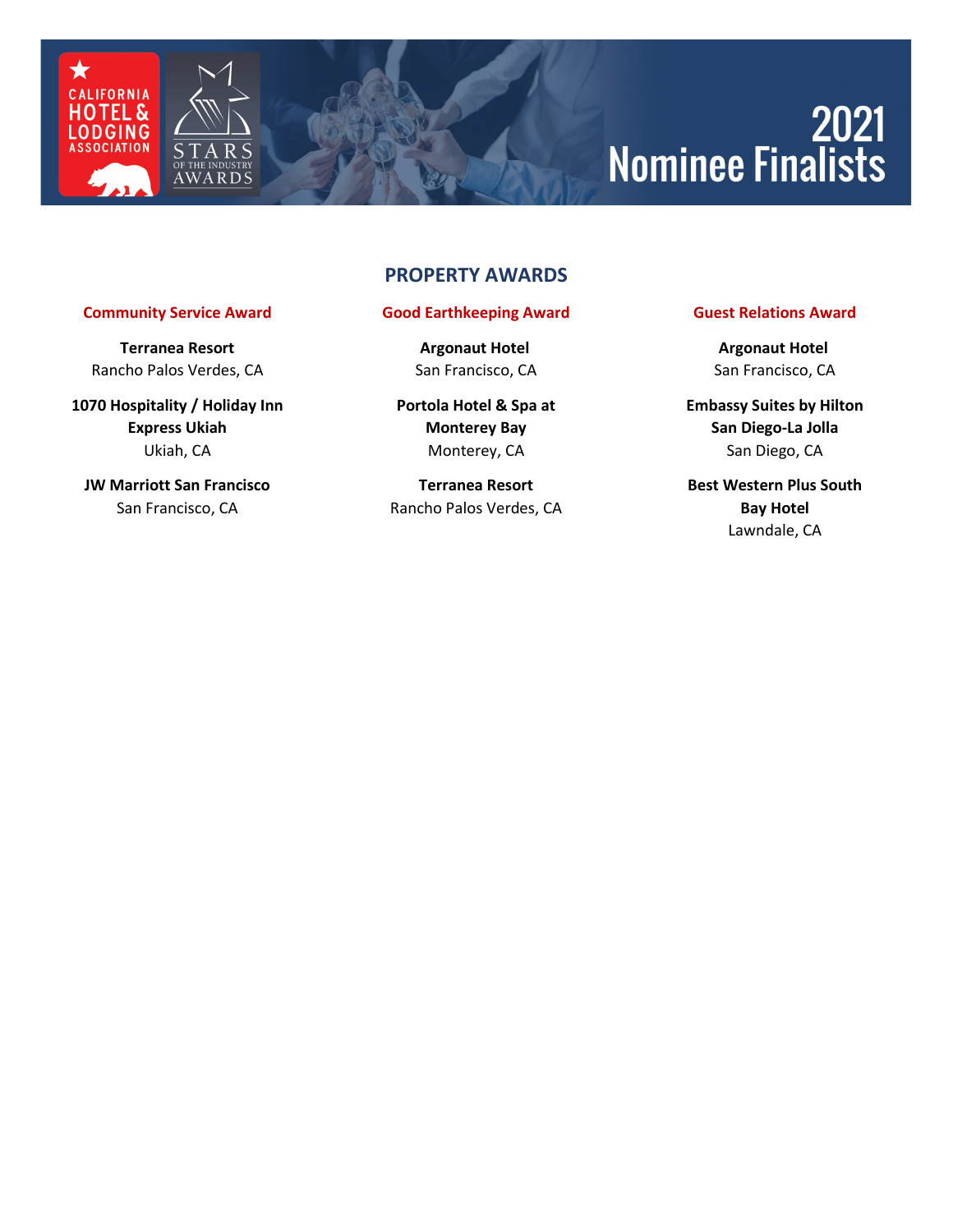# 2021 Nominee Finalists

## PROPERTY AWARDS

### Community Service Award

**Terranea Resort**
Rancho Palos Verdes, CA

**1070 Hospitality / Holiday Inn Express Ukiah**
Ukiah, CA

**JW Marriott San Francisco**
San Francisco, CA

### Good Earthkeeping Award

**Argonaut Hotel**
San Francisco, CA

**Portola Hotel & Spa at Monterey Bay**
Monterey, CA

**Terranea Resort**
Rancho Palos Verdes, CA

### Guest Relations Award

**Argonaut Hotel**
San Francisco, CA

**Embassy Suites by Hilton San Diego-La Jolla**
San Diego, CA

**Best Western Plus South Bay Hotel**
Lawndale, CA